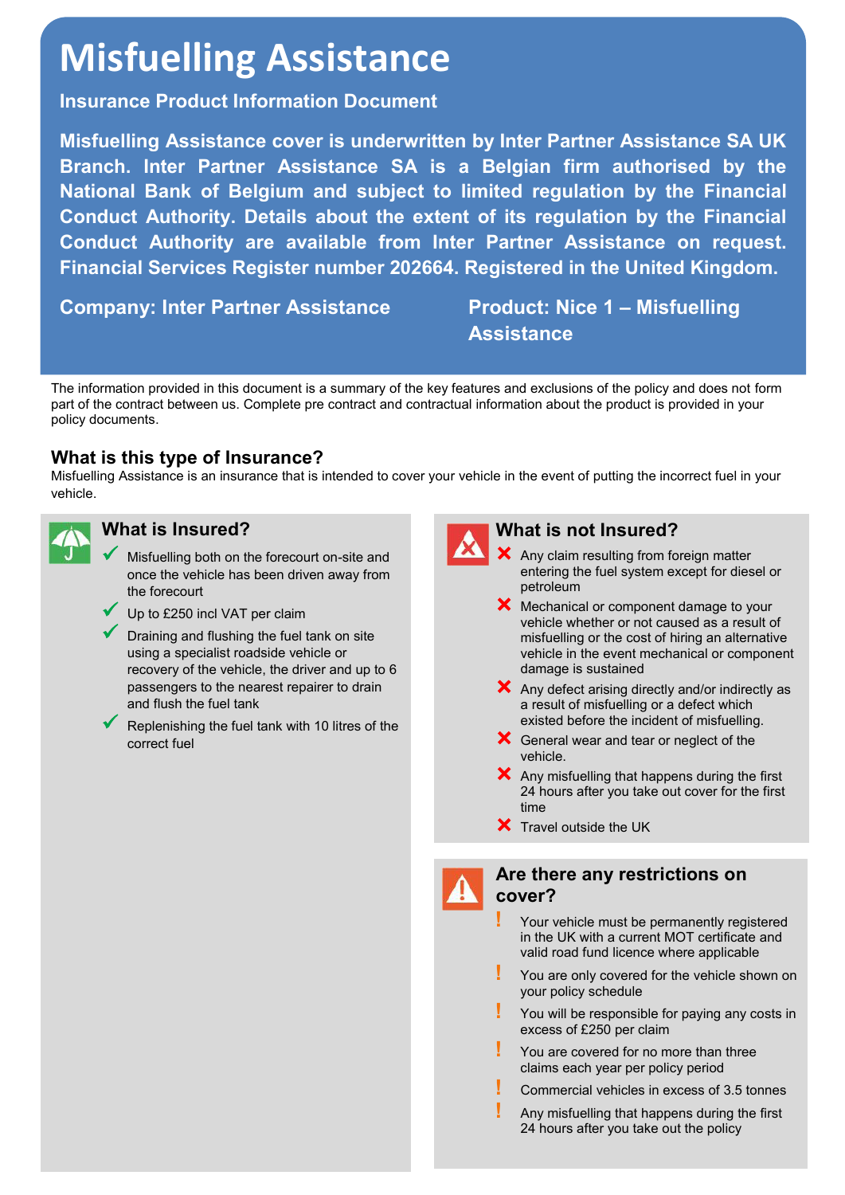# Misfuelling Assistance

## Insurance Product Information Document

**Misfuelling Assistance cover is underwritten by Inter Partner Assistance SA UK Branch. Inter Partner Assistance SA is a Belgian firm authorised by the National Bank of Belgium and subject to limited regulation by the Financial Conduct Authority. Details about the extent of its regulation by the Financial Conduct Authority are available from Inter Partner Assistance on request. Financial Services Register number 202664. Registered in the United Kingdom.**

**Company: Inter Partner Assistance**

**Product: Nice 1 – Misfuelling Assistance**

The information provided in this document is a summary of the key features and exclusions of the policy and does not form part of the contract between us. Complete pre contract and contractual information about the product is provided in your policy documents.

### What is this type of Insurance?

Misfuelling Assistance is an insurance that is intended to cover your vehicle in the event of putting the incorrect fuel in your vehicle.

### What is Insured?

- ✓ Misfuelling both on the forecourt on-site and once the vehicle has been driven away from the forecourt
- ✓ Up to £250 incl VAT per claim
- ✓ Draining and flushing the fuel tank on site using a specialist roadside vehicle or recovery of the vehicle, the driver and up to 6 passengers to the nearest repairer to drain and flush the fuel tank
- ✓ Replenishing the fuel tank with 10 litres of the correct fuel

### What is not Insured?

- ✗ Any claim resulting from foreign matter entering the fuel system except for diesel or petroleum
- ✗ Mechanical or component damage to your vehicle whether or not caused as a result of misfuelling or the cost of hiring an alternative vehicle in the event mechanical or component damage is sustained
- ✗ Any defect arising directly and/or indirectly as a result of misfuelling or a defect which existed before the incident of misfuelling.
- ✗ General wear and tear or neglect of the vehicle.
- ✗ Any misfuelling that happens during the first 24 hours after you take out cover for the first time
- ✗ Travel outside the UK

### Are there any restrictions on cover?

- ! Your vehicle must be permanently registered in the UK with a current MOT certificate and valid road fund licence where applicable
- ! You are only covered for the vehicle shown on your policy schedule
- ! You will be responsible for paying any costs in excess of £250 per claim
- ! You are covered for no more than three claims each year per policy period
- ! Commercial vehicles in excess of 3.5 tonnes
- ! Any misfuelling that happens during the first 24 hours after you take out the policy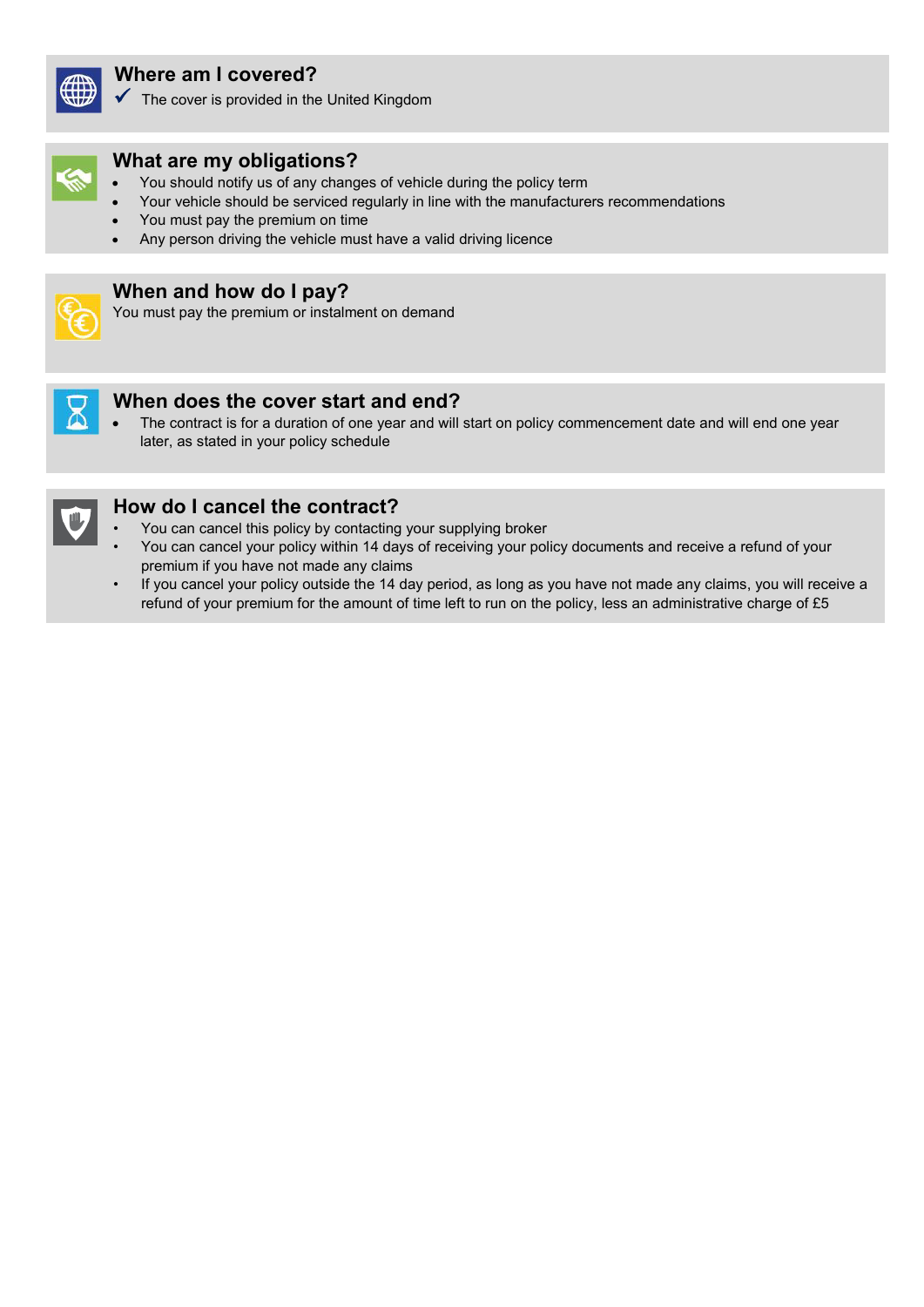## Where am I covered?

✓ The cover is provided in the United Kingdom

## What are my obligations?

- You should notify us of any changes of vehicle during the policy term
- Your vehicle should be serviced regularly in line with the manufacturers recommendations
- You must pay the premium on time
- Any person driving the vehicle must have a valid driving licence

## When and how do I pay?

You must pay the premium or instalment on demand

## When does the cover start and end?

- The contract is for a duration of one year and will start on policy commencement date and will end one year later, as stated in your policy schedule

## How do I cancel the contract?

- You can cancel this policy by contacting your supplying broker
- You can cancel your policy within 14 days of receiving your policy documents and receive a refund of your premium if you have not made any claims
- If you cancel your policy outside the 14 day period, as long as you have not made any claims, you will receive a refund of your premium for the amount of time left to run on the policy, less an administrative charge of £5